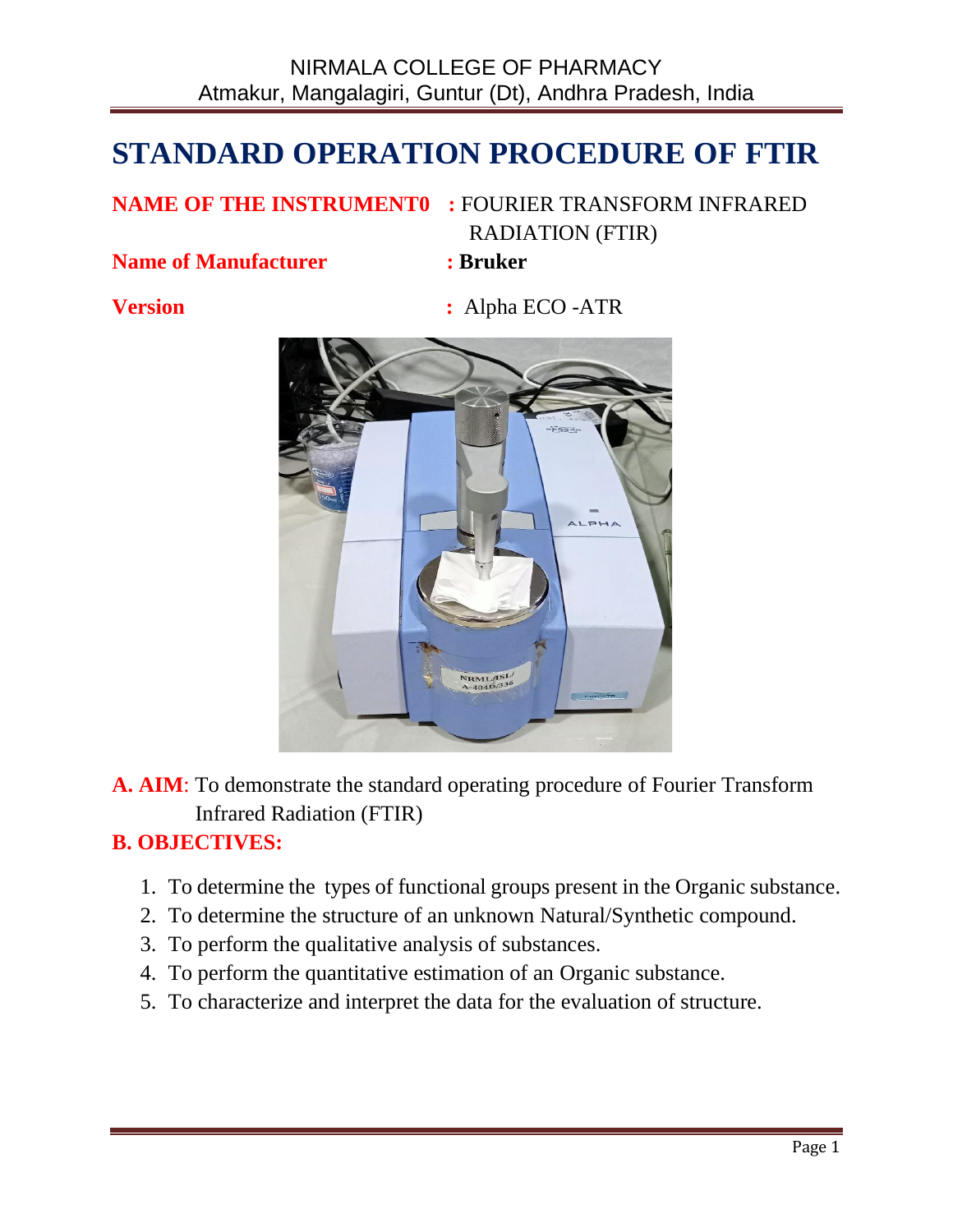NIRMALA COLLEGE OF PHARMACY
Atmakur, Mangalagiri, Guntur (Dt), Andhra Pradesh, India

# STANDARD OPERATION PROCEDURE OF FTIR

**NAME OF THE INSTRUMENT0** : FOURIER TRANSFORM INFRARED RADIATION (FTIR)

**Name of Manufacturer** : **Bruker**

**Version** : Alpha ECO -ATR

**A. AIM**: To demonstrate the standard operating procedure of Fourier Transform Infrared Radiation (FTIR)

**B. OBJECTIVES:**

1. To determine the types of functional groups present in the Organic substance.
2. To determine the structure of an unknown Natural/Synthetic compound.
3. To perform the qualitative analysis of substances.
4. To perform the quantitative estimation of an Organic substance.
5. To characterize and interpret the data for the evaluation of structure.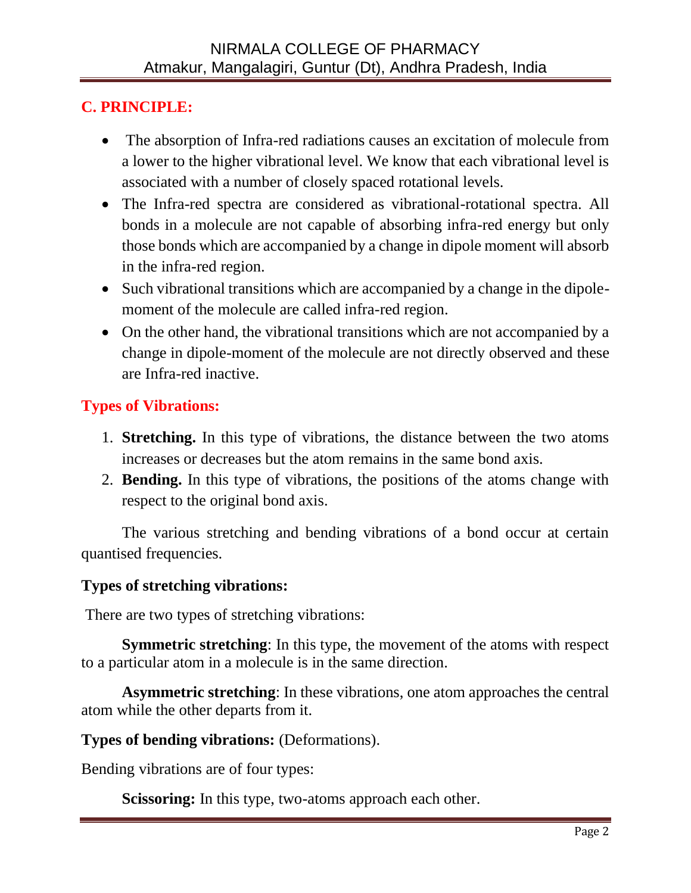## C. PRINCIPLE:

- The absorption of Infra-red radiations causes an excitation of molecule from a lower to the higher vibrational level. We know that each vibrational level is associated with a number of closely spaced rotational levels.
- The Infra-red spectra are considered as vibrational-rotational spectra. All bonds in a molecule are not capable of absorbing infra-red energy but only those bonds which are accompanied by a change in dipole moment will absorb in the infra-red region.
- Such vibrational transitions which are accompanied by a change in the dipole-moment of the molecule are called infra-red region.
- On the other hand, the vibrational transitions which are not accompanied by a change in dipole-moment of the molecule are not directly observed and these are Infra-red inactive.

## Types of Vibrations:

1. **Stretching.** In this type of vibrations, the distance between the two atoms increases or decreases but the atom remains in the same bond axis.
2. **Bending.** In this type of vibrations, the positions of the atoms change with respect to the original bond axis.

The various stretching and bending vibrations of a bond occur at certain quantised frequencies.

**Types of stretching vibrations:**

There are two types of stretching vibrations:

**Symmetric stretching**: In this type, the movement of the atoms with respect to a particular atom in a molecule is in the same direction.

**Asymmetric stretching**: In these vibrations, one atom approaches the central atom while the other departs from it.

**Types of bending vibrations:** (Deformations).

Bending vibrations are of four types:

**Scissoring:** In this type, two-atoms approach each other.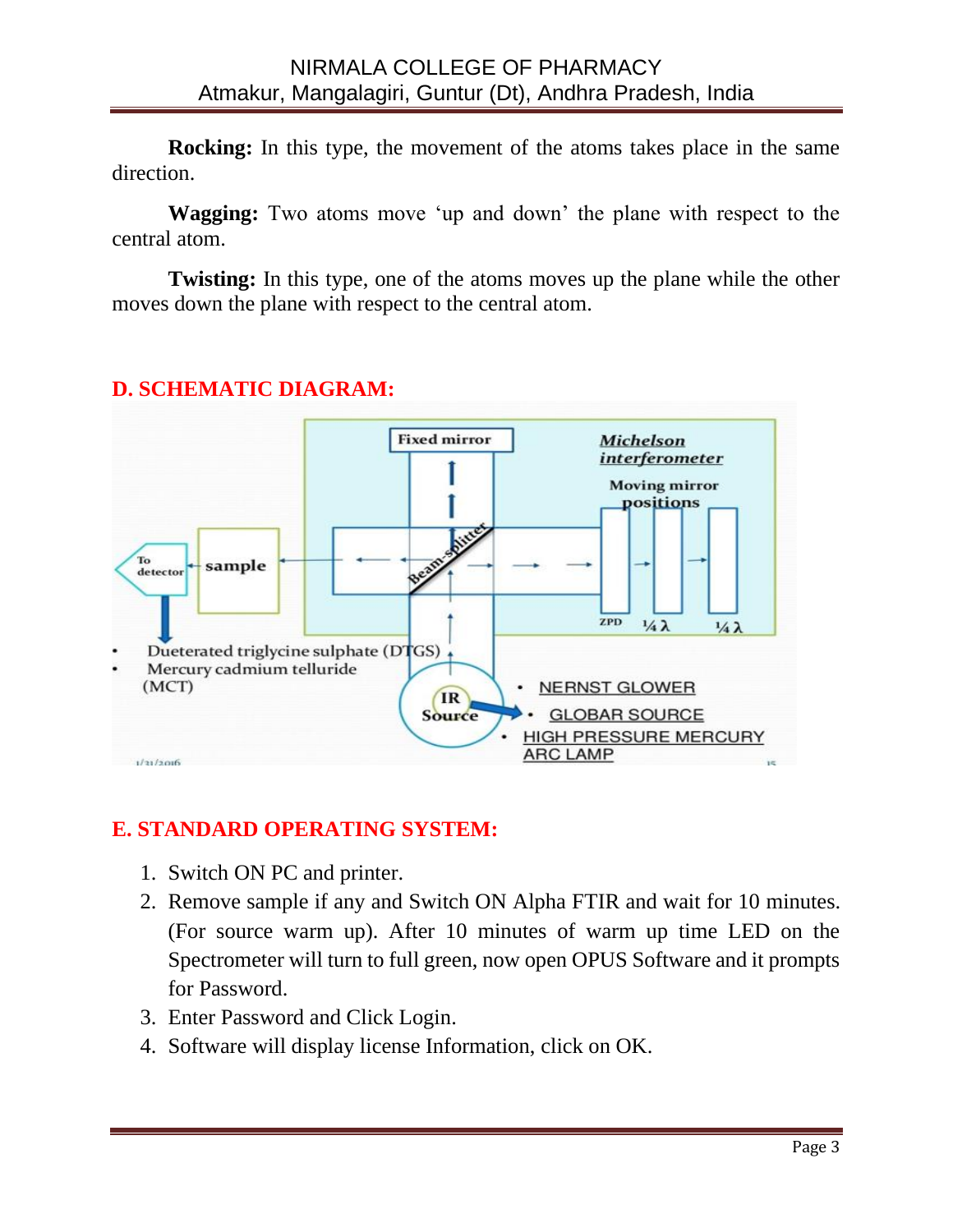**Rocking:** In this type, the movement of the atoms takes place in the same direction.

**Wagging:** Two atoms move 'up and down' the plane with respect to the central atom.

**Twisting:** In this type, one of the atoms moves up the plane while the other moves down the plane with respect to the central atom.

## D. SCHEMATIC DIAGRAM:

Fixed mirror

*Michelson interferometer*

Moving mirror positions

Beam-splitter

To detector

sample

ZPD ¼ λ ¼ λ

- Dueterated triglycine sulphate (DTGS)
- Mercury cadmium telluride (MCT)

IR Source

- NERNST GLOWER
- GLOBAR SOURCE
- HIGH PRESSURE MERCURY ARC LAMP

## E. STANDARD OPERATING SYSTEM:

1. Switch ON PC and printer.
2. Remove sample if any and Switch ON Alpha FTIR and wait for 10 minutes. (For source warm up). After 10 minutes of warm up time LED on the Spectrometer will turn to full green, now open OPUS Software and it prompts for Password.
3. Enter Password and Click Login.
4. Software will display license Information, click on OK.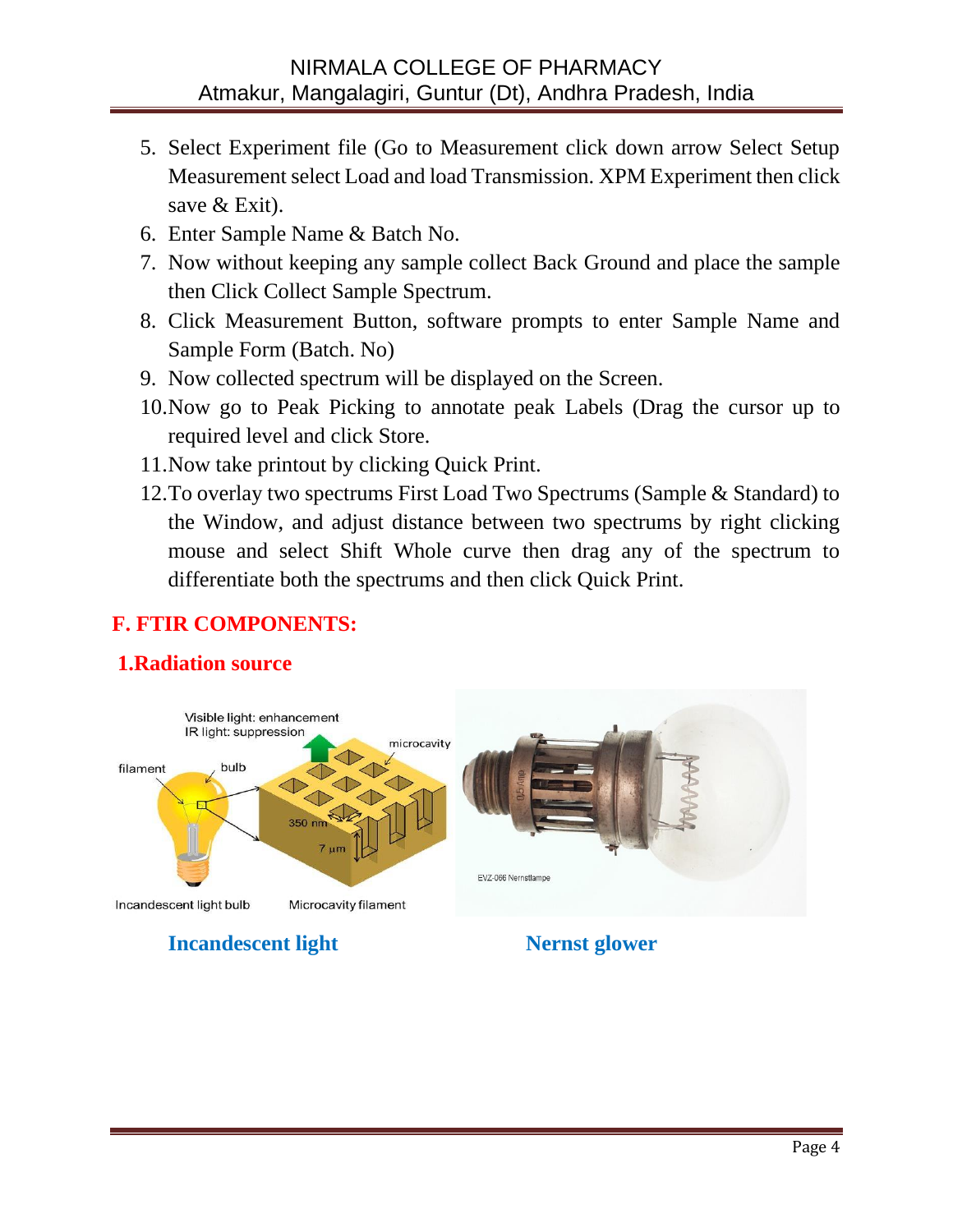5. Select Experiment file (Go to Measurement click down arrow Select Setup Measurement select Load and load Transmission. XPM Experiment then click save & Exit).
6. Enter Sample Name & Batch No.
7. Now without keeping any sample collect Back Ground and place the sample then Click Collect Sample Spectrum.
8. Click Measurement Button, software prompts to enter Sample Name and Sample Form (Batch. No)
9. Now collected spectrum will be displayed on the Screen.
10. Now go to Peak Picking to annotate peak Labels (Drag the cursor up to required level and click Store.
11. Now take printout by clicking Quick Print.
12. To overlay two spectrums First Load Two Spectrums (Sample & Standard) to the Window, and adjust distance between two spectrums by right clicking mouse and select Shift Whole curve then drag any of the spectrum to differentiate both the spectrums and then click Quick Print.

## F. FTIR COMPONENTS:

### 1.Radiation source

**Incandescent light** **Nernst glower**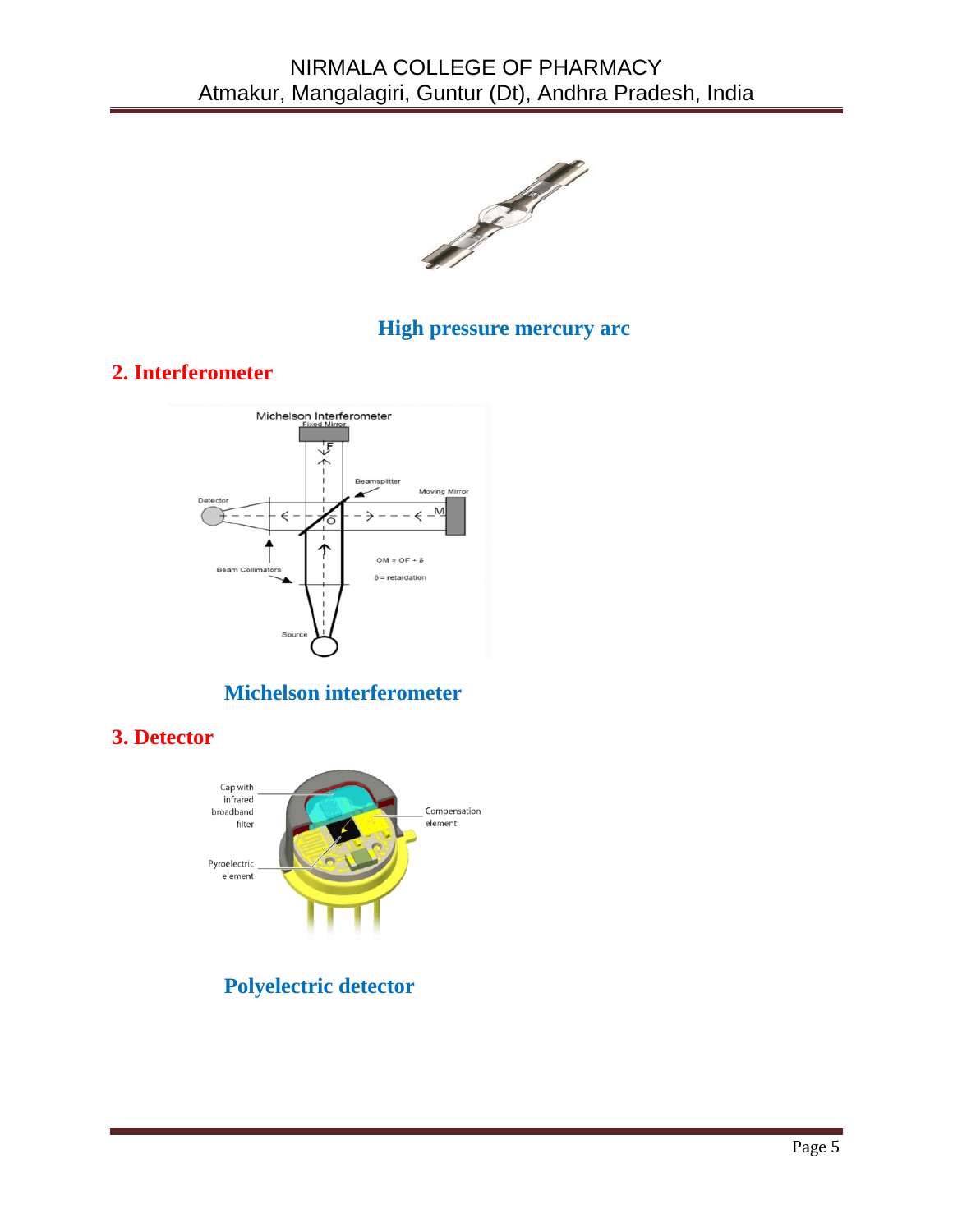High pressure mercury arc

## 2. Interferometer

Michelson interferometer

## 3. Detector

Polyelectric detector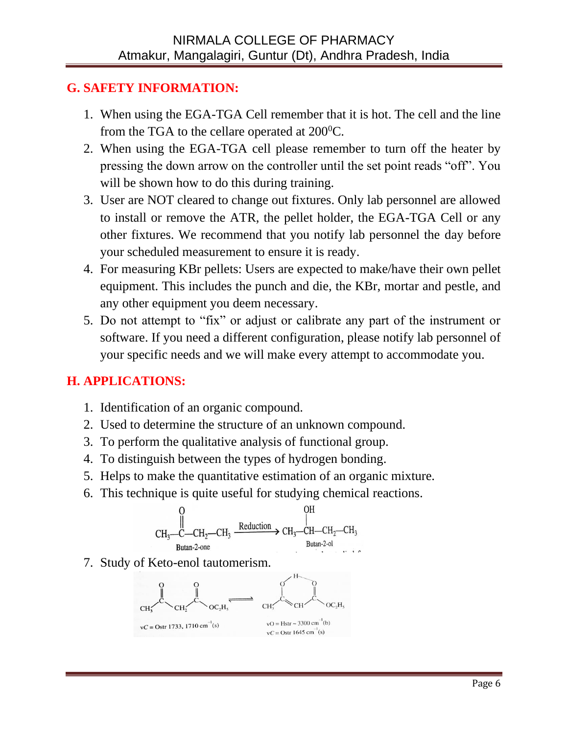## G. SAFETY INFORMATION:

1. When using the EGA-TGA Cell remember that it is hot. The cell and the line from the TGA to the cellare operated at $200^0$C.
2. When using the EGA-TGA cell please remember to turn off the heater by pressing the down arrow on the controller until the set point reads "off". You will be shown how to do this during training.
3. User are NOT cleared to change out fixtures. Only lab personnel are allowed to install or remove the ATR, the pellet holder, the EGA-TGA Cell or any other fixtures. We recommend that you notify lab personnel the day before your scheduled measurement to ensure it is ready.
4. For measuring KBr pellets: Users are expected to make/have their own pellet equipment. This includes the punch and die, the KBr, mortar and pestle, and any other equipment you deem necessary.
5. Do not attempt to "fix" or adjust or calibrate any part of the instrument or software. If you need a different configuration, please notify lab personnel of your specific needs and we will make every attempt to accommodate you.

## H. APPLICATIONS:

1. Identification of an organic compound.
2. Used to determine the structure of an unknown compound.
3. To perform the qualitative analysis of functional group.
4. To distinguish between the types of hydrogen bonding.
5. Helps to make the quantitative estimation of an organic mixture.
6. This technique is quite useful for studying chemical reactions.

$$CH_3-\overset{O}{\overset{\|}{C}}-CH_2-CH_3 \xrightarrow{\text{Reduction}} CH_3-\overset{OH}{\overset{|}{CH}}-CH_2-CH_3$$

Butan-2-one → Butan-2-ol

7. Study of Keto-enol tautomerism.

$$CH_3-\overset{O}{\overset{\|}{C}}-CH_2-\overset{O}{\overset{\|}{C}}-OC_2H_5 \rightleftharpoons CH_3-\overset{O-H\cdots}{C}=CH-\overset{O}{\overset{\|}{C}}-OC_2H_5$$

$\nu C = O$str 1733, 1710 $cm^{-1}$ (s)

$\nu O = H$str ~ 3300 $cm^{-1}$ (b)

$\nu C = O$str 1645 $cm^{-1}$ (s)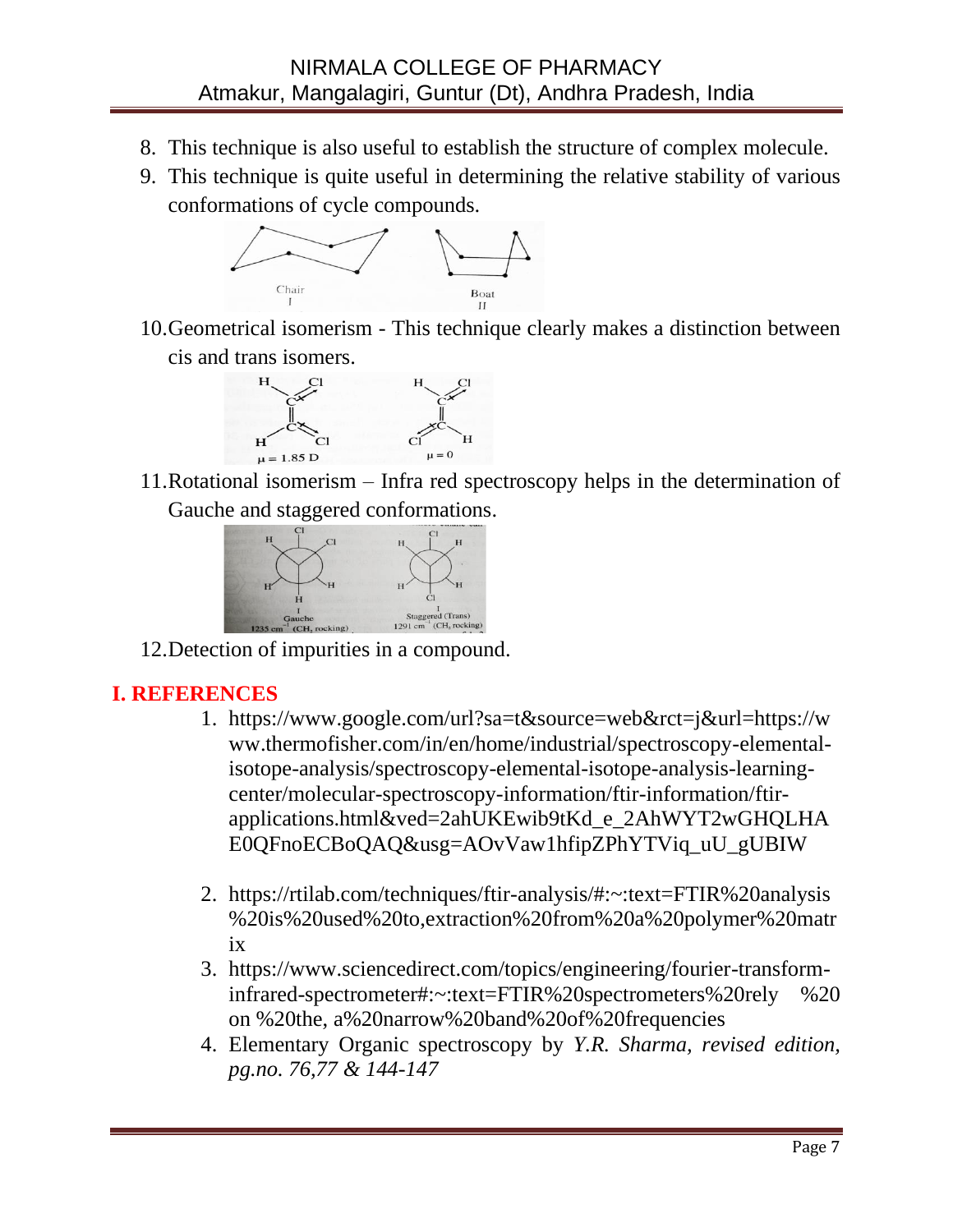8. This technique is also useful to establish the structure of complex molecule.
9. This technique is quite useful in determining the relative stability of various conformations of cycle compounds.

10. Geometrical isomerism - This technique clearly makes a distinction between cis and trans isomers.

11. Rotational isomerism – Infra red spectroscopy helps in the determination of Gauche and staggered conformations.

12. Detection of impurities in a compound.

## I. REFERENCES

1. https://www.google.com/url?sa=t&source=web&rct=j&url=https://www.thermofisher.com/in/en/home/industrial/spectroscopy-elemental-isotope-analysis/spectroscopy-elemental-isotope-analysis-learning-center/molecular-spectroscopy-information/ftir-information/ftir-applications.html&ved=2ahUKEwib9tKd_e_2AhWYT2wGHQLHAE0QFnoECBoQAQ&usg=AOvVaw1hfipZPhYTViq_uU_gUBIW

2. https://rtilab.com/techniques/ftir-analysis/#:~:text=FTIR%20analysis%20is%20used%20to,extraction%20from%20a%20polymer%20matrix
3. https://www.sciencedirect.com/topics/engineering/fourier-transform-infrared-spectrometer#:~:text=FTIR%20spectrometers%20rely %20 on %20the, a%20narrow%20band%20of%20frequencies
4. Elementary Organic spectroscopy by *Y.R. Sharma, revised edition, pg.no. 76,77 & 144-147*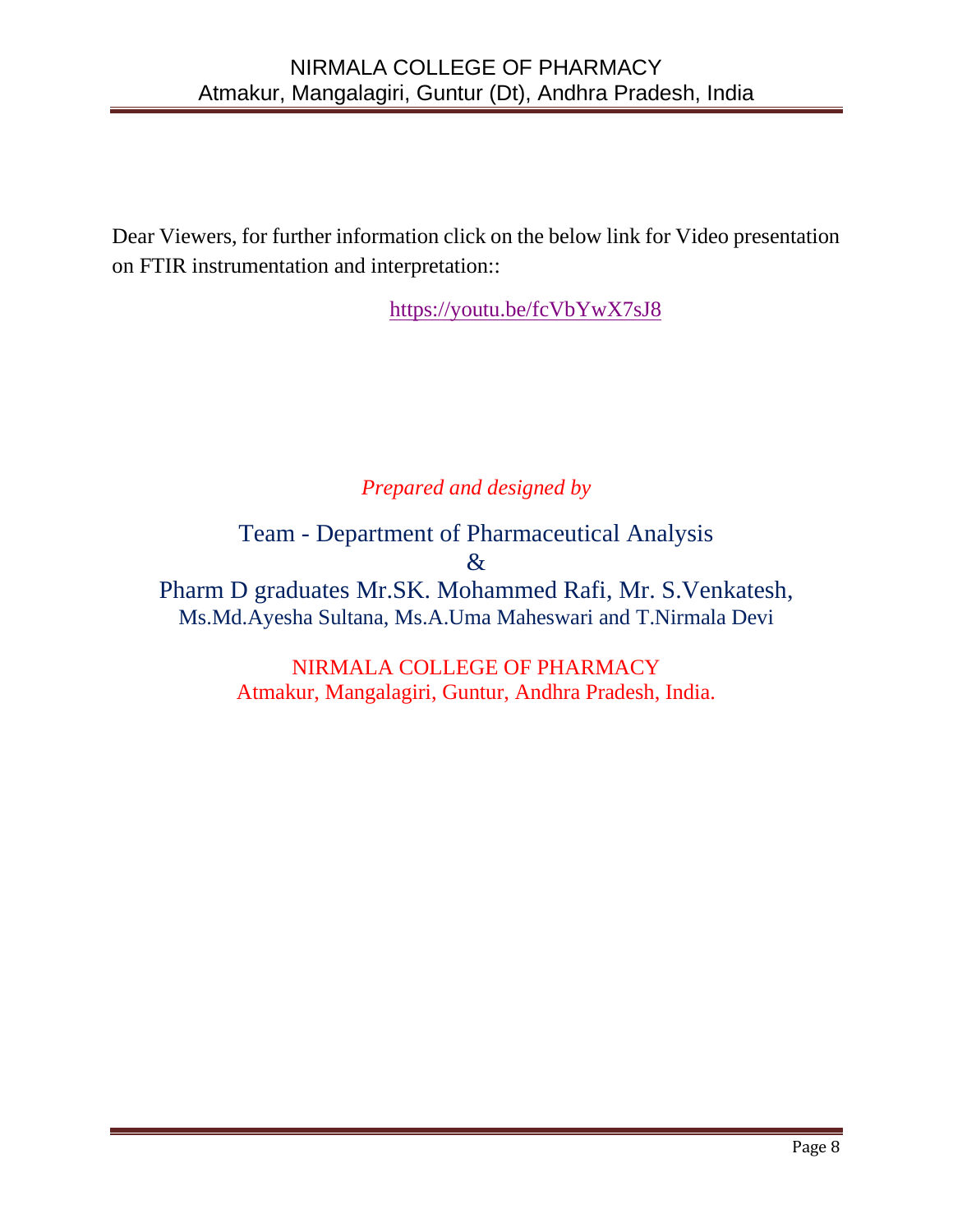Dear Viewers, for further information click on the below link for Video presentation on FTIR instrumentation and interpretation::

https://youtu.be/fcVbYwX7sJ8

*Prepared and designed by*

Team - Department of Pharmaceutical Analysis

&

Pharm D graduates Mr.SK. Mohammed Rafi, Mr. S.Venkatesh, Ms.Md.Ayesha Sultana, Ms.A.Uma Maheswari and T.Nirmala Devi

NIRMALA COLLEGE OF PHARMACY

Atmakur, Mangalagiri, Guntur, Andhra Pradesh, India.